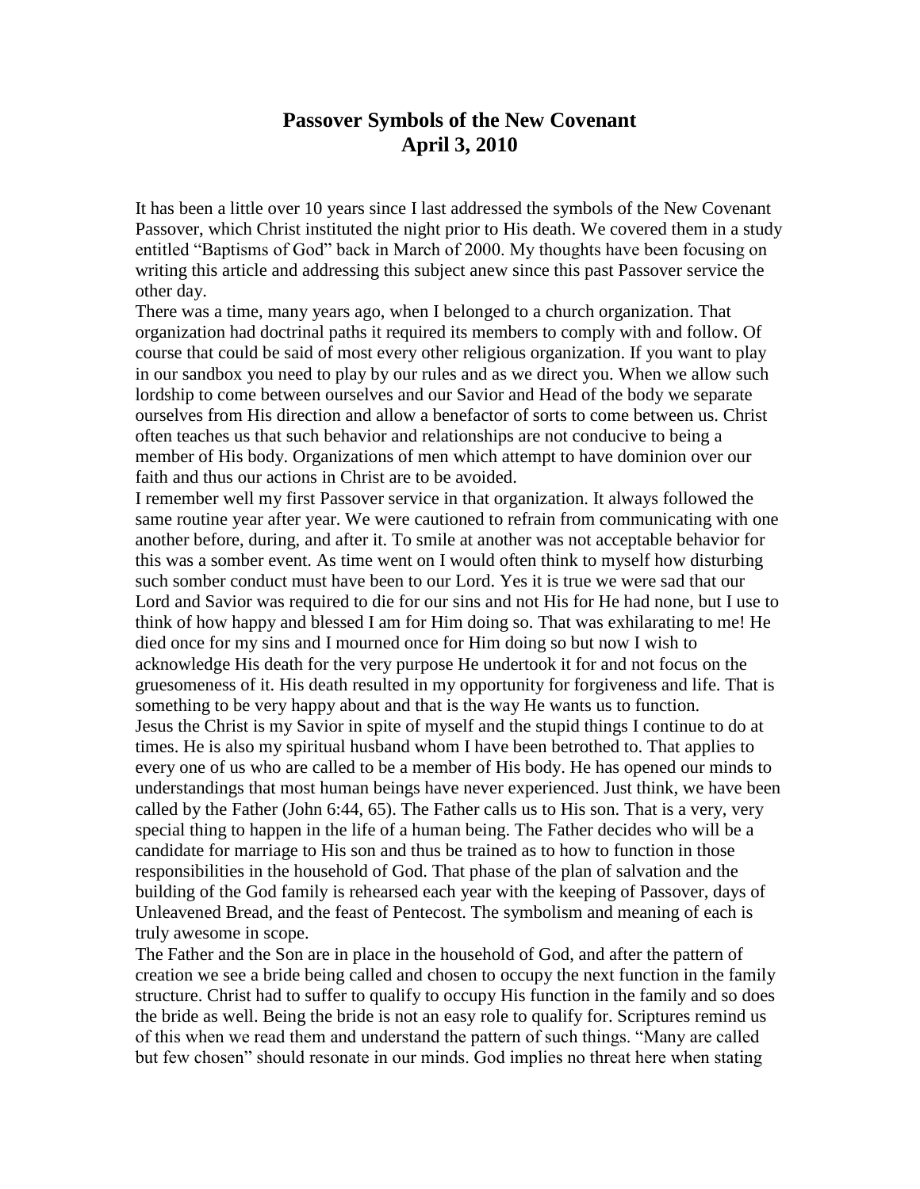# Passover Symbols of the New Covenant
## April 3, 2010

It has been a little over 10 years since I last addressed the symbols of the New Covenant Passover, which Christ instituted the night prior to His death. We covered them in a study entitled "Baptisms of God" back in March of 2000. My thoughts have been focusing on writing this article and addressing this subject anew since this past Passover service the other day.

There was a time, many years ago, when I belonged to a church organization. That organization had doctrinal paths it required its members to comply with and follow. Of course that could be said of most every other religious organization. If you want to play in our sandbox you need to play by our rules and as we direct you. When we allow such lordship to come between ourselves and our Savior and Head of the body we separate ourselves from His direction and allow a benefactor of sorts to come between us. Christ often teaches us that such behavior and relationships are not conducive to being a member of His body. Organizations of men which attempt to have dominion over our faith and thus our actions in Christ are to be avoided.

I remember well my first Passover service in that organization. It always followed the same routine year after year. We were cautioned to refrain from communicating with one another before, during, and after it. To smile at another was not acceptable behavior for this was a somber event. As time went on I would often think to myself how disturbing such somber conduct must have been to our Lord. Yes it is true we were sad that our Lord and Savior was required to die for our sins and not His for He had none, but I use to think of how happy and blessed I am for Him doing so. That was exhilarating to me! He died once for my sins and I mourned once for Him doing so but now I wish to acknowledge His death for the very purpose He undertook it for and not focus on the gruesomeness of it. His death resulted in my opportunity for forgiveness and life. That is something to be very happy about and that is the way He wants us to function.

Jesus the Christ is my Savior in spite of myself and the stupid things I continue to do at times. He is also my spiritual husband whom I have been betrothed to. That applies to every one of us who are called to be a member of His body. He has opened our minds to understandings that most human beings have never experienced. Just think, we have been called by the Father (John 6:44, 65). The Father calls us to His son. That is a very, very special thing to happen in the life of a human being. The Father decides who will be a candidate for marriage to His son and thus be trained as to how to function in those responsibilities in the household of God. That phase of the plan of salvation and the building of the God family is rehearsed each year with the keeping of Passover, days of Unleavened Bread, and the feast of Pentecost. The symbolism and meaning of each is truly awesome in scope.

The Father and the Son are in place in the household of God, and after the pattern of creation we see a bride being called and chosen to occupy the next function in the family structure. Christ had to suffer to qualify to occupy His function in the family and so does the bride as well. Being the bride is not an easy role to qualify for. Scriptures remind us of this when we read them and understand the pattern of such things. "Many are called but few chosen" should resonate in our minds. God implies no threat here when stating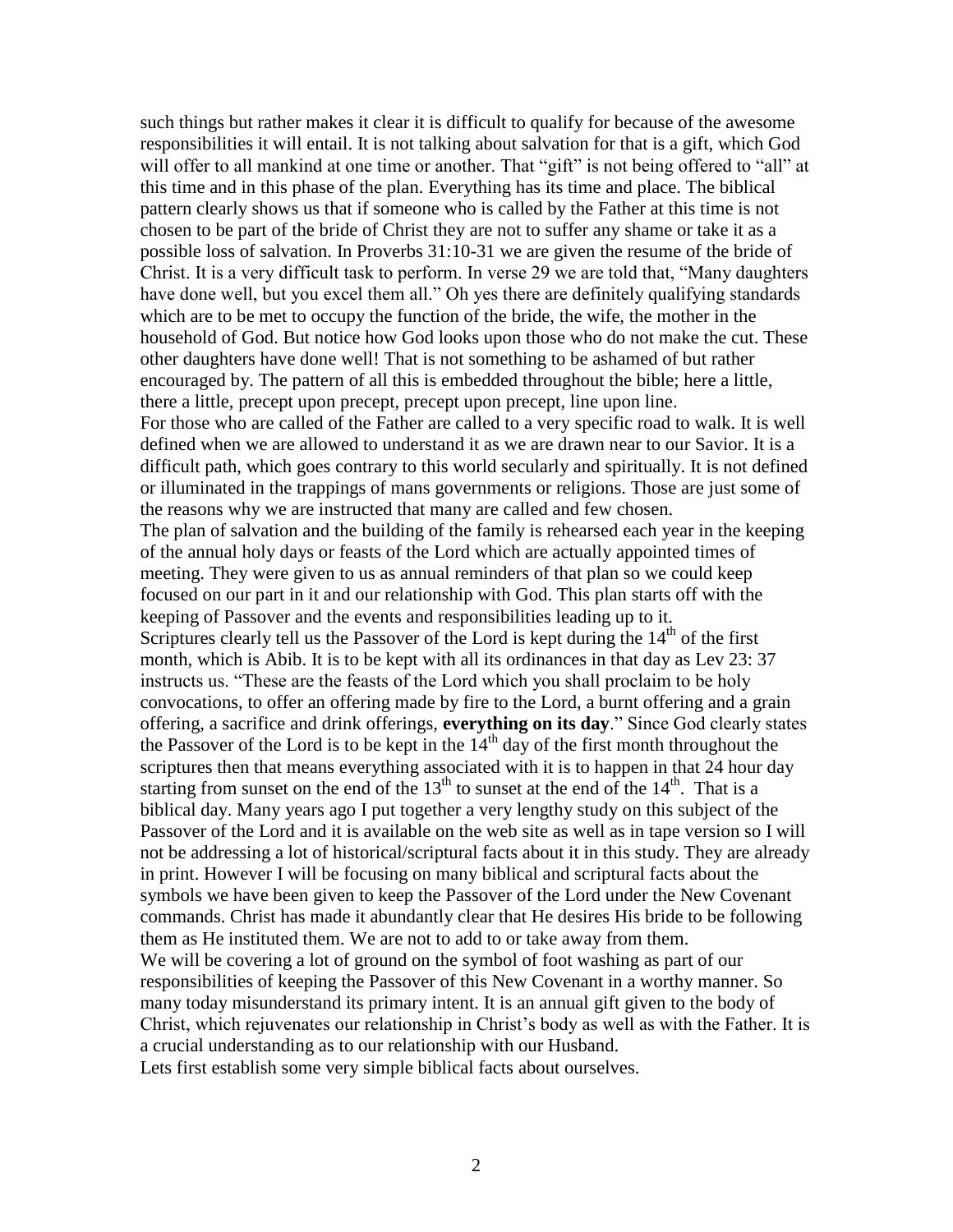such things but rather makes it clear it is difficult to qualify for because of the awesome responsibilities it will entail. It is not talking about salvation for that is a gift, which God will offer to all mankind at one time or another. That "gift" is not being offered to "all" at this time and in this phase of the plan. Everything has its time and place. The biblical pattern clearly shows us that if someone who is called by the Father at this time is not chosen to be part of the bride of Christ they are not to suffer any shame or take it as a possible loss of salvation. In Proverbs 31:10-31 we are given the resume of the bride of Christ. It is a very difficult task to perform. In verse 29 we are told that, "Many daughters have done well, but you excel them all." Oh yes there are definitely qualifying standards which are to be met to occupy the function of the bride, the wife, the mother in the household of God. But notice how God looks upon those who do not make the cut. These other daughters have done well! That is not something to be ashamed of but rather encouraged by. The pattern of all this is embedded throughout the bible; here a little, there a little, precept upon precept, precept upon precept, line upon line.

For those who are called of the Father are called to a very specific road to walk. It is well defined when we are allowed to understand it as we are drawn near to our Savior. It is a difficult path, which goes contrary to this world secularly and spiritually. It is not defined or illuminated in the trappings of mans governments or religions. Those are just some of the reasons why we are instructed that many are called and few chosen.

The plan of salvation and the building of the family is rehearsed each year in the keeping of the annual holy days or feasts of the Lord which are actually appointed times of meeting. They were given to us as annual reminders of that plan so we could keep focused on our part in it and our relationship with God. This plan starts off with the keeping of Passover and the events and responsibilities leading up to it.

Scriptures clearly tell us the Passover of the Lord is kept during the 14th of the first month, which is Abib. It is to be kept with all its ordinances in that day as Lev 23: 37 instructs us. "These are the feasts of the Lord which you shall proclaim to be holy convocations, to offer an offering made by fire to the Lord, a burnt offering and a grain offering, a sacrifice and drink offerings, **everything on its day**." Since God clearly states the Passover of the Lord is to be kept in the 14th day of the first month throughout the scriptures then that means everything associated with it is to happen in that 24 hour day starting from sunset on the end of the 13th to sunset at the end of the 14th. That is a biblical day. Many years ago I put together a very lengthy study on this subject of the Passover of the Lord and it is available on the web site as well as in tape version so I will not be addressing a lot of historical/scriptural facts about it in this study. They are already in print. However I will be focusing on many biblical and scriptural facts about the symbols we have been given to keep the Passover of the Lord under the New Covenant commands. Christ has made it abundantly clear that He desires His bride to be following them as He instituted them. We are not to add to or take away from them.

We will be covering a lot of ground on the symbol of foot washing as part of our responsibilities of keeping the Passover of this New Covenant in a worthy manner. So many today misunderstand its primary intent. It is an annual gift given to the body of Christ, which rejuvenates our relationship in Christ's body as well as with the Father. It is a crucial understanding as to our relationship with our Husband.

Lets first establish some very simple biblical facts about ourselves.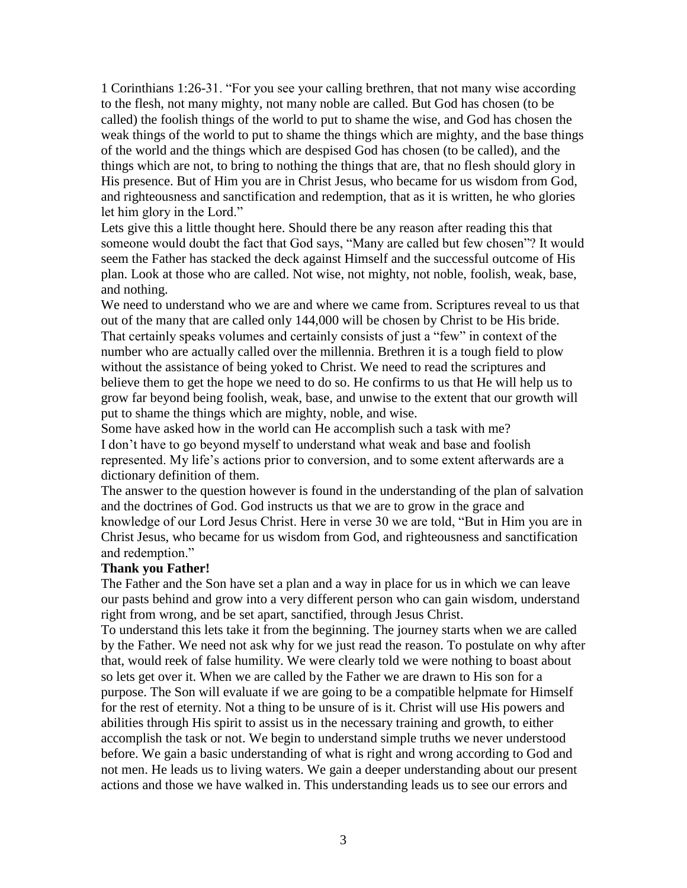1 Corinthians 1:26-31. "For you see your calling brethren, that not many wise according to the flesh, not many mighty, not many noble are called. But God has chosen (to be called) the foolish things of the world to put to shame the wise, and God has chosen the weak things of the world to put to shame the things which are mighty, and the base things of the world and the things which are despised God has chosen (to be called), and the things which are not, to bring to nothing the things that are, that no flesh should glory in His presence. But of Him you are in Christ Jesus, who became for us wisdom from God, and righteousness and sanctification and redemption, that as it is written, he who glories let him glory in the Lord."

Lets give this a little thought here. Should there be any reason after reading this that someone would doubt the fact that God says, "Many are called but few chosen"? It would seem the Father has stacked the deck against Himself and the successful outcome of His plan. Look at those who are called. Not wise, not mighty, not noble, foolish, weak, base, and nothing.

We need to understand who we are and where we came from. Scriptures reveal to us that out of the many that are called only 144,000 will be chosen by Christ to be His bride. That certainly speaks volumes and certainly consists of just a "few" in context of the number who are actually called over the millennia. Brethren it is a tough field to plow without the assistance of being yoked to Christ. We need to read the scriptures and believe them to get the hope we need to do so. He confirms to us that He will help us to grow far beyond being foolish, weak, base, and unwise to the extent that our growth will put to shame the things which are mighty, noble, and wise.

Some have asked how in the world can He accomplish such a task with me?

I don't have to go beyond myself to understand what weak and base and foolish represented. My life's actions prior to conversion, and to some extent afterwards are a dictionary definition of them.

The answer to the question however is found in the understanding of the plan of salvation and the doctrines of God. God instructs us that we are to grow in the grace and knowledge of our Lord Jesus Christ. Here in verse 30 we are told, "But in Him you are in Christ Jesus, who became for us wisdom from God, and righteousness and sanctification and redemption."

**Thank you Father!**

The Father and the Son have set a plan and a way in place for us in which we can leave our pasts behind and grow into a very different person who can gain wisdom, understand right from wrong, and be set apart, sanctified, through Jesus Christ.

To understand this lets take it from the beginning. The journey starts when we are called by the Father. We need not ask why for we just read the reason. To postulate on why after that, would reek of false humility. We were clearly told we were nothing to boast about so lets get over it. When we are called by the Father we are drawn to His son for a purpose. The Son will evaluate if we are going to be a compatible helpmate for Himself for the rest of eternity. Not a thing to be unsure of is it. Christ will use His powers and abilities through His spirit to assist us in the necessary training and growth, to either accomplish the task or not. We begin to understand simple truths we never understood before. We gain a basic understanding of what is right and wrong according to God and not men. He leads us to living waters. We gain a deeper understanding about our present actions and those we have walked in. This understanding leads us to see our errors and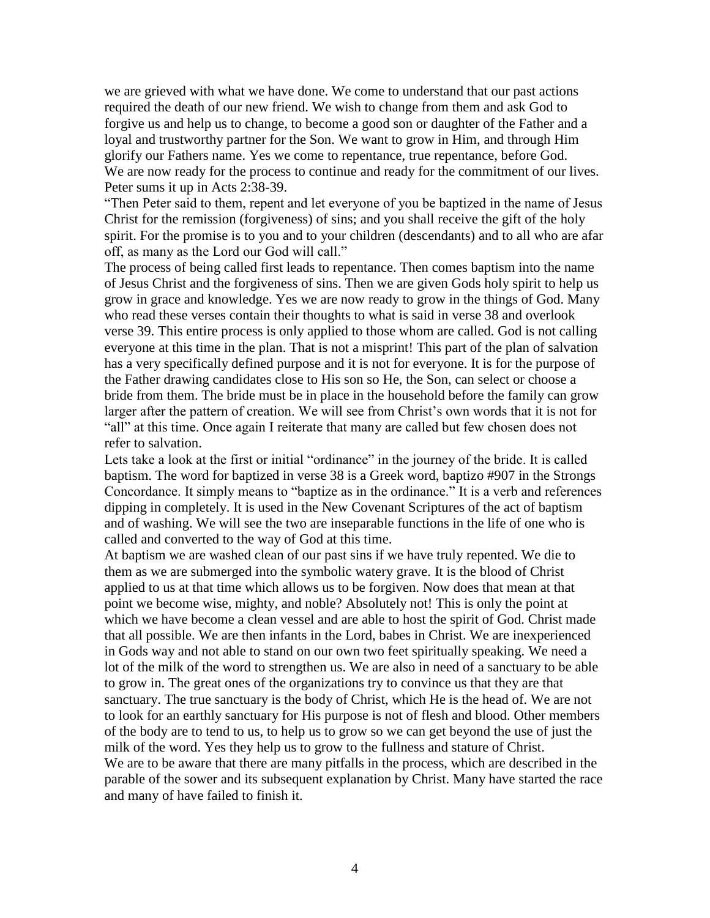we are grieved with what we have done. We come to understand that our past actions required the death of our new friend. We wish to change from them and ask God to forgive us and help us to change, to become a good son or daughter of the Father and a loyal and trustworthy partner for the Son. We want to grow in Him, and through Him glorify our Fathers name. Yes we come to repentance, true repentance, before God. We are now ready for the process to continue and ready for the commitment of our lives. Peter sums it up in Acts 2:38-39.

"Then Peter said to them, repent and let everyone of you be baptized in the name of Jesus Christ for the remission (forgiveness) of sins; and you shall receive the gift of the holy spirit. For the promise is to you and to your children (descendants) and to all who are afar off, as many as the Lord our God will call."

The process of being called first leads to repentance. Then comes baptism into the name of Jesus Christ and the forgiveness of sins. Then we are given Gods holy spirit to help us grow in grace and knowledge. Yes we are now ready to grow in the things of God. Many who read these verses contain their thoughts to what is said in verse 38 and overlook verse 39. This entire process is only applied to those whom are called. God is not calling everyone at this time in the plan. That is not a misprint! This part of the plan of salvation has a very specifically defined purpose and it is not for everyone. It is for the purpose of the Father drawing candidates close to His son so He, the Son, can select or choose a bride from them. The bride must be in place in the household before the family can grow larger after the pattern of creation. We will see from Christ's own words that it is not for "all" at this time. Once again I reiterate that many are called but few chosen does not refer to salvation.

Lets take a look at the first or initial "ordinance" in the journey of the bride. It is called baptism. The word for baptized in verse 38 is a Greek word, baptizo #907 in the Strongs Concordance. It simply means to "baptize as in the ordinance." It is a verb and references dipping in completely. It is used in the New Covenant Scriptures of the act of baptism and of washing. We will see the two are inseparable functions in the life of one who is called and converted to the way of God at this time.

At baptism we are washed clean of our past sins if we have truly repented. We die to them as we are submerged into the symbolic watery grave. It is the blood of Christ applied to us at that time which allows us to be forgiven. Now does that mean at that point we become wise, mighty, and noble? Absolutely not! This is only the point at which we have become a clean vessel and are able to host the spirit of God. Christ made that all possible. We are then infants in the Lord, babes in Christ. We are inexperienced in Gods way and not able to stand on our own two feet spiritually speaking. We need a lot of the milk of the word to strengthen us. We are also in need of a sanctuary to be able to grow in. The great ones of the organizations try to convince us that they are that sanctuary. The true sanctuary is the body of Christ, which He is the head of. We are not to look for an earthly sanctuary for His purpose is not of flesh and blood. Other members of the body are to tend to us, to help us to grow so we can get beyond the use of just the milk of the word. Yes they help us to grow to the fullness and stature of Christ.

We are to be aware that there are many pitfalls in the process, which are described in the parable of the sower and its subsequent explanation by Christ. Many have started the race and many of have failed to finish it.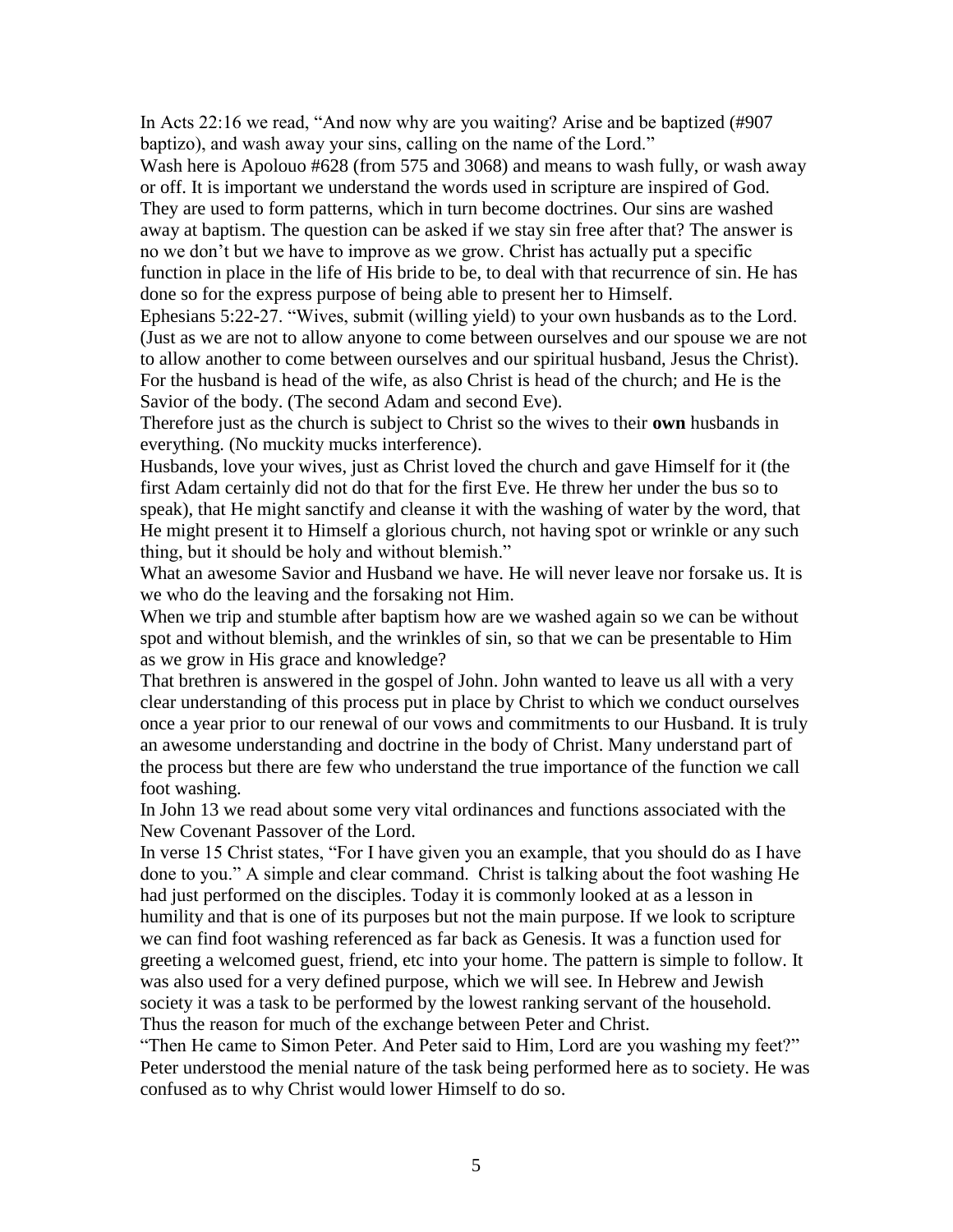In Acts 22:16 we read, “And now why are you waiting? Arise and be baptized (#907 baptizo), and wash away your sins, calling on the name of the Lord.”

Wash here is Apolouo #628 (from 575 and 3068) and means to wash fully, or wash away or off. It is important we understand the words used in scripture are inspired of God. They are used to form patterns, which in turn become doctrines. Our sins are washed away at baptism. The question can be asked if we stay sin free after that? The answer is no we don’t but we have to improve as we grow. Christ has actually put a specific function in place in the life of His bride to be, to deal with that recurrence of sin. He has done so for the express purpose of being able to present her to Himself.

Ephesians 5:22-27. “Wives, submit (willing yield) to your own husbands as to the Lord. (Just as we are not to allow anyone to come between ourselves and our spouse we are not to allow another to come between ourselves and our spiritual husband, Jesus the Christ). For the husband is head of the wife, as also Christ is head of the church; and He is the Savior of the body. (The second Adam and second Eve).

Therefore just as the church is subject to Christ so the wives to their **own** husbands in everything. (No muckity mucks interference).

Husbands, love your wives, just as Christ loved the church and gave Himself for it (the first Adam certainly did not do that for the first Eve. He threw her under the bus so to speak), that He might sanctify and cleanse it with the washing of water by the word, that He might present it to Himself a glorious church, not having spot or wrinkle or any such thing, but it should be holy and without blemish.”

What an awesome Savior and Husband we have. He will never leave nor forsake us. It is we who do the leaving and the forsaking not Him.

When we trip and stumble after baptism how are we washed again so we can be without spot and without blemish, and the wrinkles of sin, so that we can be presentable to Him as we grow in His grace and knowledge?

That brethren is answered in the gospel of John. John wanted to leave us all with a very clear understanding of this process put in place by Christ to which we conduct ourselves once a year prior to our renewal of our vows and commitments to our Husband. It is truly an awesome understanding and doctrine in the body of Christ. Many understand part of the process but there are few who understand the true importance of the function we call foot washing.

In John 13 we read about some very vital ordinances and functions associated with the New Covenant Passover of the Lord.

In verse 15 Christ states, “For I have given you an example, that you should do as I have done to you.” A simple and clear command. Christ is talking about the foot washing He had just performed on the disciples. Today it is commonly looked at as a lesson in humility and that is one of its purposes but not the main purpose. If we look to scripture we can find foot washing referenced as far back as Genesis. It was a function used for greeting a welcomed guest, friend, etc into your home. The pattern is simple to follow. It was also used for a very defined purpose, which we will see. In Hebrew and Jewish society it was a task to be performed by the lowest ranking servant of the household. Thus the reason for much of the exchange between Peter and Christ.

“Then He came to Simon Peter. And Peter said to Him, Lord are you washing my feet?” Peter understood the menial nature of the task being performed here as to society. He was confused as to why Christ would lower Himself to do so.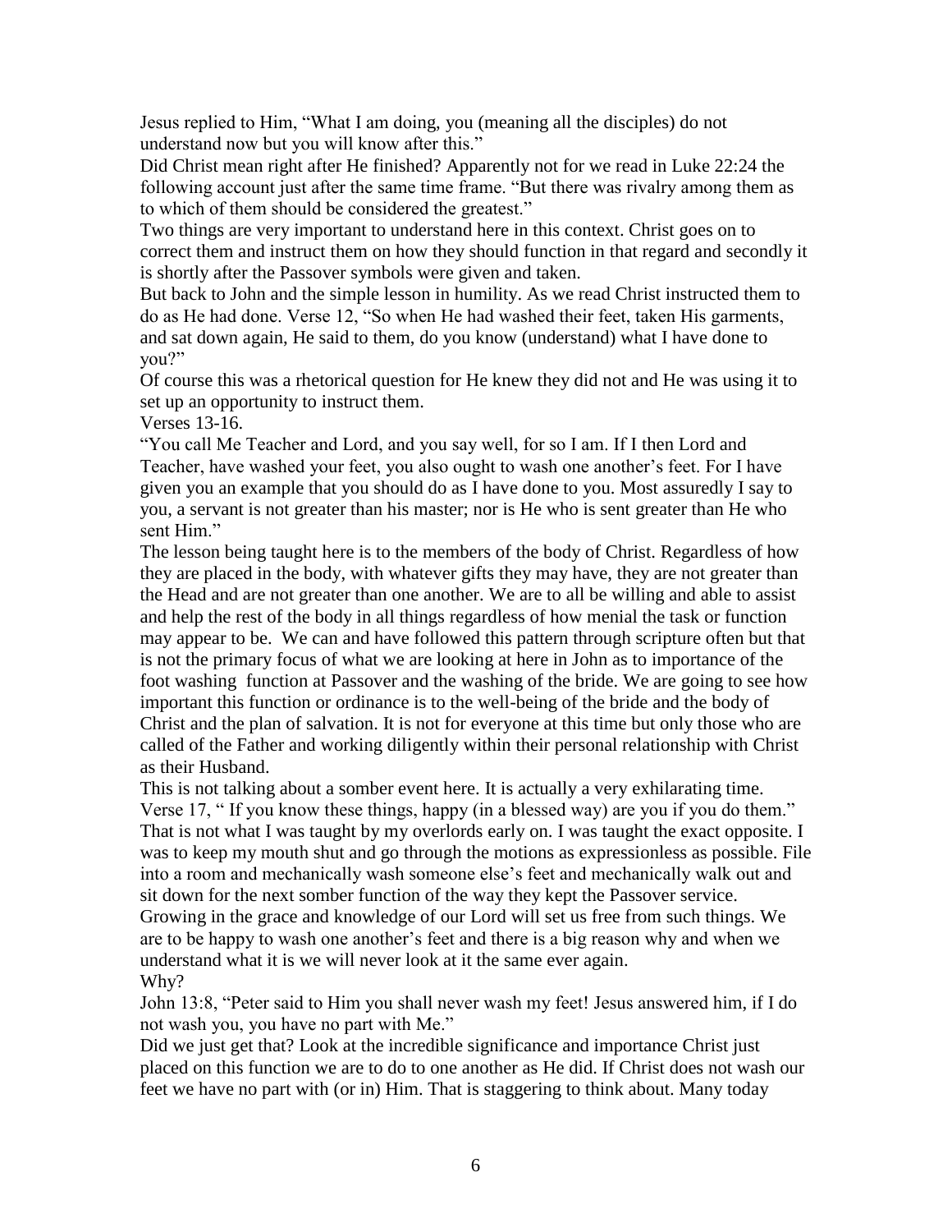Jesus replied to Him, "What I am doing, you (meaning all the disciples) do not understand now but you will know after this."

Did Christ mean right after He finished? Apparently not for we read in Luke 22:24 the following account just after the same time frame. "But there was rivalry among them as to which of them should be considered the greatest."

Two things are very important to understand here in this context. Christ goes on to correct them and instruct them on how they should function in that regard and secondly it is shortly after the Passover symbols were given and taken.

But back to John and the simple lesson in humility. As we read Christ instructed them to do as He had done. Verse 12, "So when He had washed their feet, taken His garments, and sat down again, He said to them, do you know (understand) what I have done to you?"

Of course this was a rhetorical question for He knew they did not and He was using it to set up an opportunity to instruct them.

Verses 13-16.

"You call Me Teacher and Lord, and you say well, for so I am. If I then Lord and Teacher, have washed your feet, you also ought to wash one another's feet. For I have given you an example that you should do as I have done to you. Most assuredly I say to you, a servant is not greater than his master; nor is He who is sent greater than He who sent Him."

The lesson being taught here is to the members of the body of Christ. Regardless of how they are placed in the body, with whatever gifts they may have, they are not greater than the Head and are not greater than one another. We are to all be willing and able to assist and help the rest of the body in all things regardless of how menial the task or function may appear to be. We can and have followed this pattern through scripture often but that is not the primary focus of what we are looking at here in John as to importance of the foot washing function at Passover and the washing of the bride. We are going to see how important this function or ordinance is to the well-being of the bride and the body of Christ and the plan of salvation. It is not for everyone at this time but only those who are called of the Father and working diligently within their personal relationship with Christ as their Husband.

This is not talking about a somber event here. It is actually a very exhilarating time. Verse 17, " If you know these things, happy (in a blessed way) are you if you do them." That is not what I was taught by my overlords early on. I was taught the exact opposite. I was to keep my mouth shut and go through the motions as expressionless as possible. File into a room and mechanically wash someone else's feet and mechanically walk out and sit down for the next somber function of the way they kept the Passover service. Growing in the grace and knowledge of our Lord will set us free from such things. We are to be happy to wash one another's feet and there is a big reason why and when we understand what it is we will never look at it the same ever again.

Why?

John 13:8, "Peter said to Him you shall never wash my feet! Jesus answered him, if I do not wash you, you have no part with Me."

Did we just get that? Look at the incredible significance and importance Christ just placed on this function we are to do to one another as He did. If Christ does not wash our feet we have no part with (or in) Him. That is staggering to think about. Many today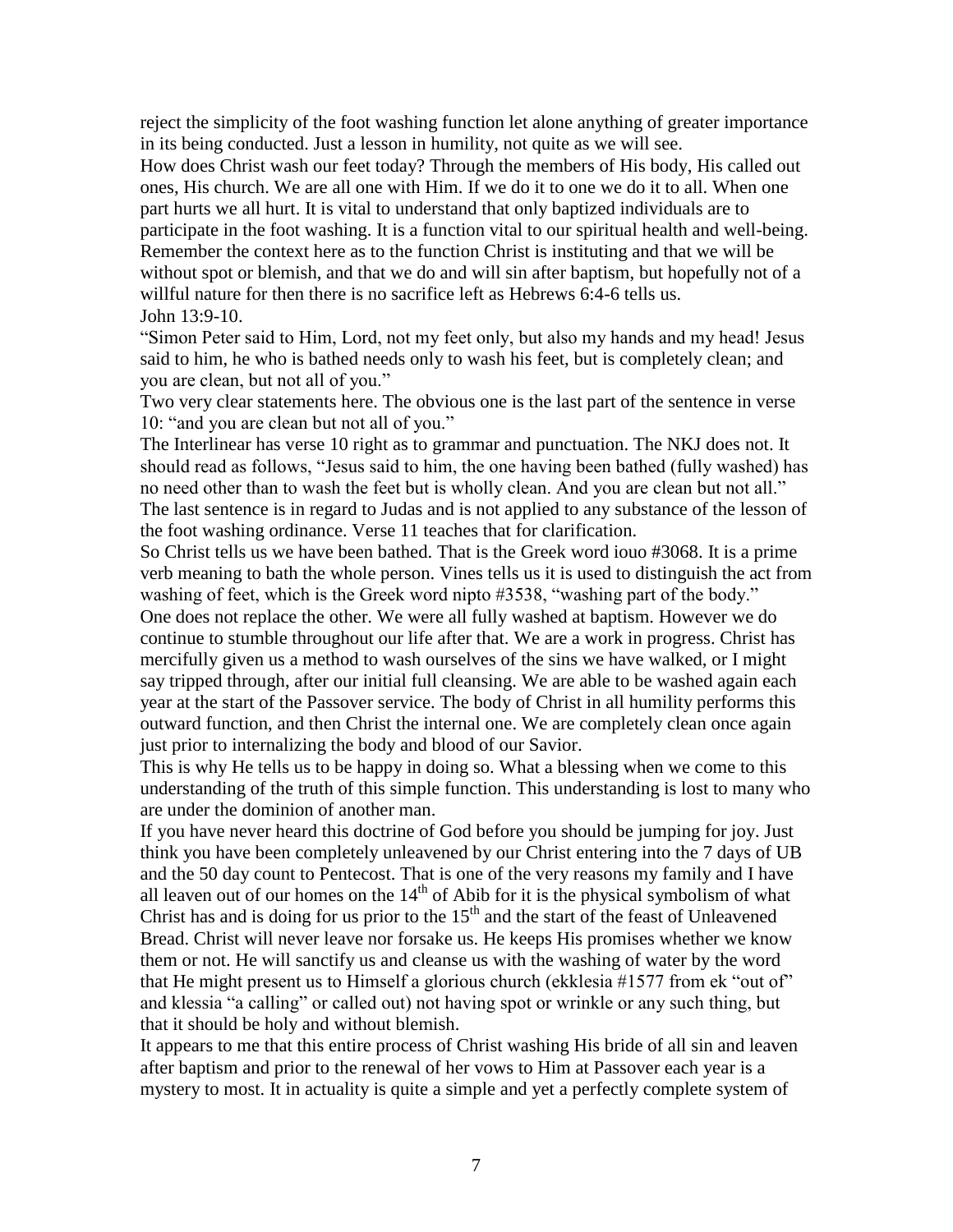reject the simplicity of the foot washing function let alone anything of greater importance in its being conducted. Just a lesson in humility, not quite as we will see.

How does Christ wash our feet today? Through the members of His body, His called out ones, His church. We are all one with Him. If we do it to one we do it to all. When one part hurts we all hurt. It is vital to understand that only baptized individuals are to participate in the foot washing. It is a function vital to our spiritual health and well-being. Remember the context here as to the function Christ is instituting and that we will be without spot or blemish, and that we do and will sin after baptism, but hopefully not of a willful nature for then there is no sacrifice left as Hebrews 6:4-6 tells us.

John 13:9-10.

"Simon Peter said to Him, Lord, not my feet only, but also my hands and my head! Jesus said to him, he who is bathed needs only to wash his feet, but is completely clean; and you are clean, but not all of you."

Two very clear statements here. The obvious one is the last part of the sentence in verse 10: "and you are clean but not all of you."

The Interlinear has verse 10 right as to grammar and punctuation. The NKJ does not. It should read as follows, "Jesus said to him, the one having been bathed (fully washed) has no need other than to wash the feet but is wholly clean. And you are clean but not all." The last sentence is in regard to Judas and is not applied to any substance of the lesson of the foot washing ordinance. Verse 11 teaches that for clarification.

So Christ tells us we have been bathed. That is the Greek word iouo #3068. It is a prime verb meaning to bath the whole person. Vines tells us it is used to distinguish the act from washing of feet, which is the Greek word nipto #3538, "washing part of the body."

One does not replace the other. We were all fully washed at baptism. However we do continue to stumble throughout our life after that. We are a work in progress. Christ has mercifully given us a method to wash ourselves of the sins we have walked, or I might say tripped through, after our initial full cleansing. We are able to be washed again each year at the start of the Passover service. The body of Christ in all humility performs this outward function, and then Christ the internal one. We are completely clean once again just prior to internalizing the body and blood of our Savior.

This is why He tells us to be happy in doing so. What a blessing when we come to this understanding of the truth of this simple function. This understanding is lost to many who are under the dominion of another man.

If you have never heard this doctrine of God before you should be jumping for joy. Just think you have been completely unleavened by our Christ entering into the 7 days of UB and the 50 day count to Pentecost. That is one of the very reasons my family and I have all leaven out of our homes on the 14th of Abib for it is the physical symbolism of what Christ has and is doing for us prior to the 15th and the start of the feast of Unleavened Bread. Christ will never leave nor forsake us. He keeps His promises whether we know them or not. He will sanctify us and cleanse us with the washing of water by the word that He might present us to Himself a glorious church (ekklesia #1577 from ek "out of" and klessia "a calling" or called out) not having spot or wrinkle or any such thing, but that it should be holy and without blemish.

It appears to me that this entire process of Christ washing His bride of all sin and leaven after baptism and prior to the renewal of her vows to Him at Passover each year is a mystery to most. It in actuality is quite a simple and yet a perfectly complete system of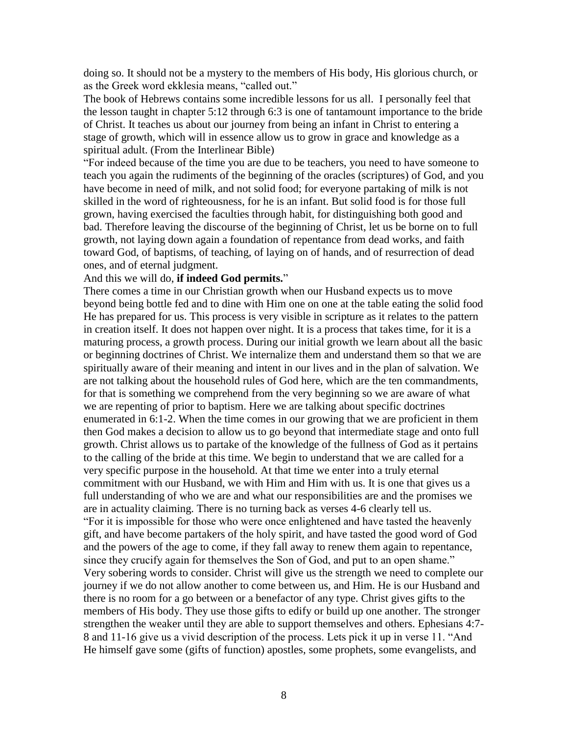doing so. It should not be a mystery to the members of His body, His glorious church, or as the Greek word ekklesia means, "called out."

The book of Hebrews contains some incredible lessons for us all. I personally feel that the lesson taught in chapter 5:12 through 6:3 is one of tantamount importance to the bride of Christ. It teaches us about our journey from being an infant in Christ to entering a stage of growth, which will in essence allow us to grow in grace and knowledge as a spiritual adult. (From the Interlinear Bible)

"For indeed because of the time you are due to be teachers, you need to have someone to teach you again the rudiments of the beginning of the oracles (scriptures) of God, and you have become in need of milk, and not solid food; for everyone partaking of milk is not skilled in the word of righteousness, for he is an infant. But solid food is for those full grown, having exercised the faculties through habit, for distinguishing both good and bad. Therefore leaving the discourse of the beginning of Christ, let us be borne on to full growth, not laying down again a foundation of repentance from dead works, and faith toward God, of baptisms, of teaching, of laying on of hands, and of resurrection of dead ones, and of eternal judgment.

And this we will do, **if indeed God permits.**"

There comes a time in our Christian growth when our Husband expects us to move beyond being bottle fed and to dine with Him one on one at the table eating the solid food He has prepared for us. This process is very visible in scripture as it relates to the pattern in creation itself. It does not happen over night. It is a process that takes time, for it is a maturing process, a growth process. During our initial growth we learn about all the basic or beginning doctrines of Christ. We internalize them and understand them so that we are spiritually aware of their meaning and intent in our lives and in the plan of salvation. We are not talking about the household rules of God here, which are the ten commandments, for that is something we comprehend from the very beginning so we are aware of what we are repenting of prior to baptism. Here we are talking about specific doctrines enumerated in 6:1-2. When the time comes in our growing that we are proficient in them then God makes a decision to allow us to go beyond that intermediate stage and onto full growth. Christ allows us to partake of the knowledge of the fullness of God as it pertains to the calling of the bride at this time. We begin to understand that we are called for a very specific purpose in the household. At that time we enter into a truly eternal commitment with our Husband, we with Him and Him with us. It is one that gives us a full understanding of who we are and what our responsibilities are and the promises we are in actuality claiming. There is no turning back as verses 4-6 clearly tell us.

"For it is impossible for those who were once enlightened and have tasted the heavenly gift, and have become partakers of the holy spirit, and have tasted the good word of God and the powers of the age to come, if they fall away to renew them again to repentance, since they crucify again for themselves the Son of God, and put to an open shame."

Very sobering words to consider. Christ will give us the strength we need to complete our journey if we do not allow another to come between us, and Him. He is our Husband and there is no room for a go between or a benefactor of any type. Christ gives gifts to the members of His body. They use those gifts to edify or build up one another. The stronger strengthen the weaker until they are able to support themselves and others. Ephesians 4:7-8 and 11-16 give us a vivid description of the process. Lets pick it up in verse 11. "And He himself gave some (gifts of function) apostles, some prophets, some evangelists, and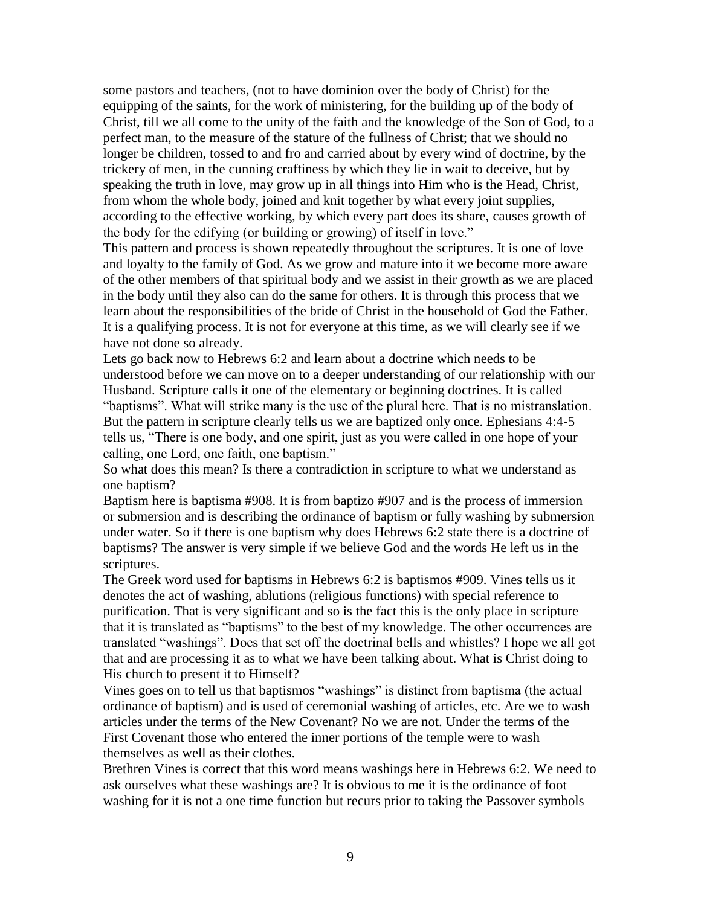some pastors and teachers, (not to have dominion over the body of Christ) for the equipping of the saints, for the work of ministering, for the building up of the body of Christ, till we all come to the unity of the faith and the knowledge of the Son of God, to a perfect man, to the measure of the stature of the fullness of Christ; that we should no longer be children, tossed to and fro and carried about by every wind of doctrine, by the trickery of men, in the cunning craftiness by which they lie in wait to deceive, but by speaking the truth in love, may grow up in all things into Him who is the Head, Christ, from whom the whole body, joined and knit together by what every joint supplies, according to the effective working, by which every part does its share, causes growth of the body for the edifying (or building or growing) of itself in love."

This pattern and process is shown repeatedly throughout the scriptures. It is one of love and loyalty to the family of God. As we grow and mature into it we become more aware of the other members of that spiritual body and we assist in their growth as we are placed in the body until they also can do the same for others. It is through this process that we learn about the responsibilities of the bride of Christ in the household of God the Father. It is a qualifying process. It is not for everyone at this time, as we will clearly see if we have not done so already.

Lets go back now to Hebrews 6:2 and learn about a doctrine which needs to be understood before we can move on to a deeper understanding of our relationship with our Husband. Scripture calls it one of the elementary or beginning doctrines. It is called "baptisms". What will strike many is the use of the plural here. That is no mistranslation. But the pattern in scripture clearly tells us we are baptized only once. Ephesians 4:4-5 tells us, "There is one body, and one spirit, just as you were called in one hope of your calling, one Lord, one faith, one baptism."

So what does this mean? Is there a contradiction in scripture to what we understand as one baptism?

Baptism here is baptisma #908. It is from baptizo #907 and is the process of immersion or submersion and is describing the ordinance of baptism or fully washing by submersion under water. So if there is one baptism why does Hebrews 6:2 state there is a doctrine of baptisms? The answer is very simple if we believe God and the words He left us in the scriptures.

The Greek word used for baptisms in Hebrews 6:2 is baptismos #909. Vines tells us it denotes the act of washing, ablutions (religious functions) with special reference to purification. That is very significant and so is the fact this is the only place in scripture that it is translated as "baptisms" to the best of my knowledge. The other occurrences are translated "washings". Does that set off the doctrinal bells and whistles? I hope we all got that and are processing it as to what we have been talking about. What is Christ doing to His church to present it to Himself?

Vines goes on to tell us that baptismos "washings" is distinct from baptisma (the actual ordinance of baptism) and is used of ceremonial washing of articles, etc. Are we to wash articles under the terms of the New Covenant? No we are not. Under the terms of the First Covenant those who entered the inner portions of the temple were to wash themselves as well as their clothes.

Brethren Vines is correct that this word means washings here in Hebrews 6:2. We need to ask ourselves what these washings are? It is obvious to me it is the ordinance of foot washing for it is not a one time function but recurs prior to taking the Passover symbols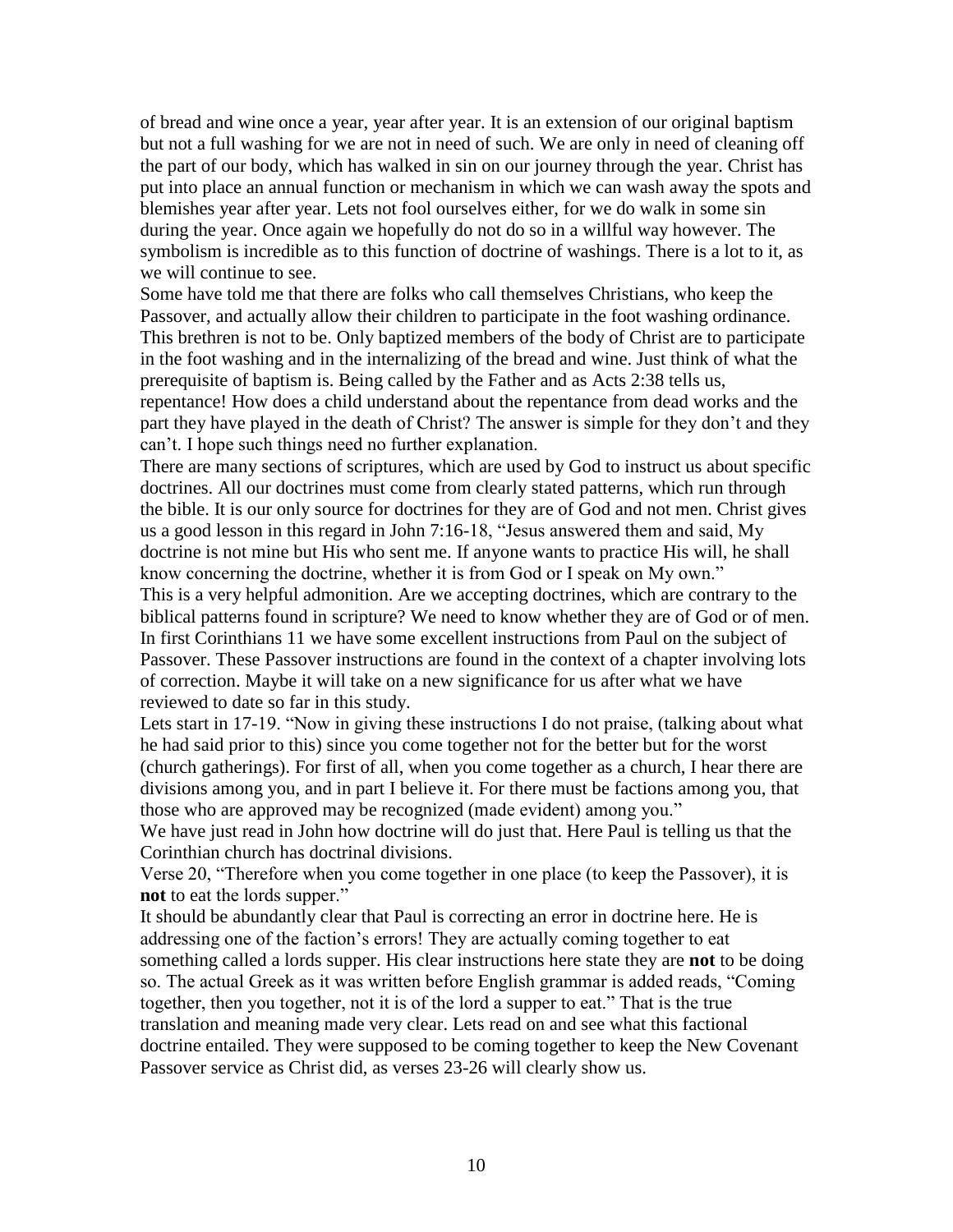of bread and wine once a year, year after year. It is an extension of our original baptism but not a full washing for we are not in need of such. We are only in need of cleaning off the part of our body, which has walked in sin on our journey through the year. Christ has put into place an annual function or mechanism in which we can wash away the spots and blemishes year after year. Lets not fool ourselves either, for we do walk in some sin during the year. Once again we hopefully do not do so in a willful way however. The symbolism is incredible as to this function of doctrine of washings. There is a lot to it, as we will continue to see.

Some have told me that there are folks who call themselves Christians, who keep the Passover, and actually allow their children to participate in the foot washing ordinance. This brethren is not to be. Only baptized members of the body of Christ are to participate in the foot washing and in the internalizing of the bread and wine. Just think of what the prerequisite of baptism is. Being called by the Father and as Acts 2:38 tells us, repentance! How does a child understand about the repentance from dead works and the part they have played in the death of Christ? The answer is simple for they don't and they can't. I hope such things need no further explanation.

There are many sections of scriptures, which are used by God to instruct us about specific doctrines. All our doctrines must come from clearly stated patterns, which run through the bible. It is our only source for doctrines for they are of God and not men. Christ gives us a good lesson in this regard in John 7:16-18, "Jesus answered them and said, My doctrine is not mine but His who sent me. If anyone wants to practice His will, he shall know concerning the doctrine, whether it is from God or I speak on My own."

This is a very helpful admonition. Are we accepting doctrines, which are contrary to the biblical patterns found in scripture? We need to know whether they are of God or of men. In first Corinthians 11 we have some excellent instructions from Paul on the subject of Passover. These Passover instructions are found in the context of a chapter involving lots of correction. Maybe it will take on a new significance for us after what we have reviewed to date so far in this study.

Lets start in 17-19. "Now in giving these instructions I do not praise, (talking about what he had said prior to this) since you come together not for the better but for the worst (church gatherings). For first of all, when you come together as a church, I hear there are divisions among you, and in part I believe it. For there must be factions among you, that those who are approved may be recognized (made evident) among you."

We have just read in John how doctrine will do just that. Here Paul is telling us that the Corinthian church has doctrinal divisions.

Verse 20, "Therefore when you come together in one place (to keep the Passover), it is **not** to eat the lords supper."

It should be abundantly clear that Paul is correcting an error in doctrine here. He is addressing one of the faction's errors! They are actually coming together to eat something called a lords supper. His clear instructions here state they are **not** to be doing so. The actual Greek as it was written before English grammar is added reads, "Coming together, then you together, not it is of the lord a supper to eat." That is the true translation and meaning made very clear. Lets read on and see what this factional doctrine entailed. They were supposed to be coming together to keep the New Covenant Passover service as Christ did, as verses 23-26 will clearly show us.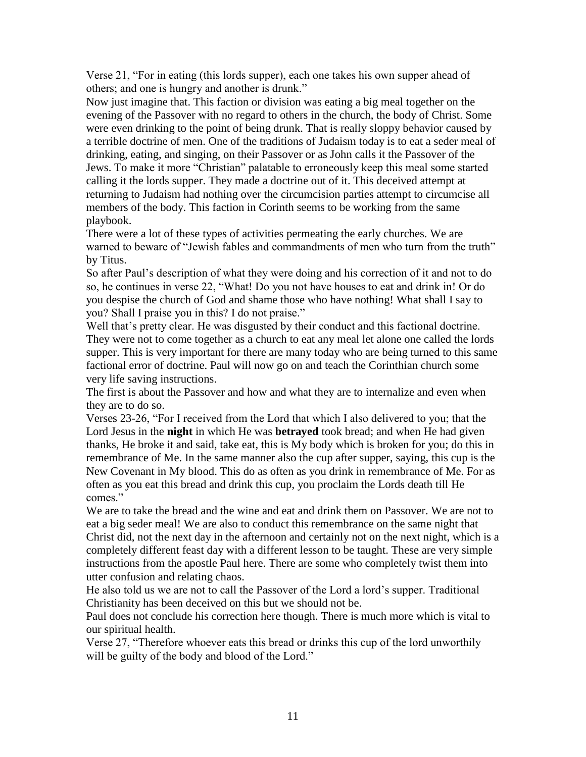Verse 21, “For in eating (this lords supper), each one takes his own supper ahead of others; and one is hungry and another is drunk.”

Now just imagine that. This faction or division was eating a big meal together on the evening of the Passover with no regard to others in the church, the body of Christ. Some were even drinking to the point of being drunk. That is really sloppy behavior caused by a terrible doctrine of men. One of the traditions of Judaism today is to eat a seder meal of drinking, eating, and singing, on their Passover or as John calls it the Passover of the Jews. To make it more “Christian” palatable to erroneously keep this meal some started calling it the lords supper. They made a doctrine out of it. This deceived attempt at returning to Judaism had nothing over the circumcision parties attempt to circumcise all members of the body. This faction in Corinth seems to be working from the same playbook.

There were a lot of these types of activities permeating the early churches. We are warned to beware of “Jewish fables and commandments of men who turn from the truth” by Titus.

So after Paul’s description of what they were doing and his correction of it and not to do so, he continues in verse 22, “What! Do you not have houses to eat and drink in! Or do you despise the church of God and shame those who have nothing! What shall I say to you? Shall I praise you in this? I do not praise.”

Well that’s pretty clear. He was disgusted by their conduct and this factional doctrine. They were not to come together as a church to eat any meal let alone one called the lords supper. This is very important for there are many today who are being turned to this same factional error of doctrine. Paul will now go on and teach the Corinthian church some very life saving instructions.

The first is about the Passover and how and what they are to internalize and even when they are to do so.

Verses 23-26, “For I received from the Lord that which I also delivered to you; that the Lord Jesus in the **night** in which He was **betrayed** took bread; and when He had given thanks, He broke it and said, take eat, this is My body which is broken for you; do this in remembrance of Me. In the same manner also the cup after supper, saying, this cup is the New Covenant in My blood. This do as often as you drink in remembrance of Me. For as often as you eat this bread and drink this cup, you proclaim the Lords death till He comes.”

We are to take the bread and the wine and eat and drink them on Passover. We are not to eat a big seder meal! We are also to conduct this remembrance on the same night that Christ did, not the next day in the afternoon and certainly not on the next night, which is a completely different feast day with a different lesson to be taught. These are very simple instructions from the apostle Paul here. There are some who completely twist them into utter confusion and relating chaos.

He also told us we are not to call the Passover of the Lord a lord’s supper. Traditional Christianity has been deceived on this but we should not be.

Paul does not conclude his correction here though. There is much more which is vital to our spiritual health.

Verse 27, “Therefore whoever eats this bread or drinks this cup of the lord unworthily will be guilty of the body and blood of the Lord.”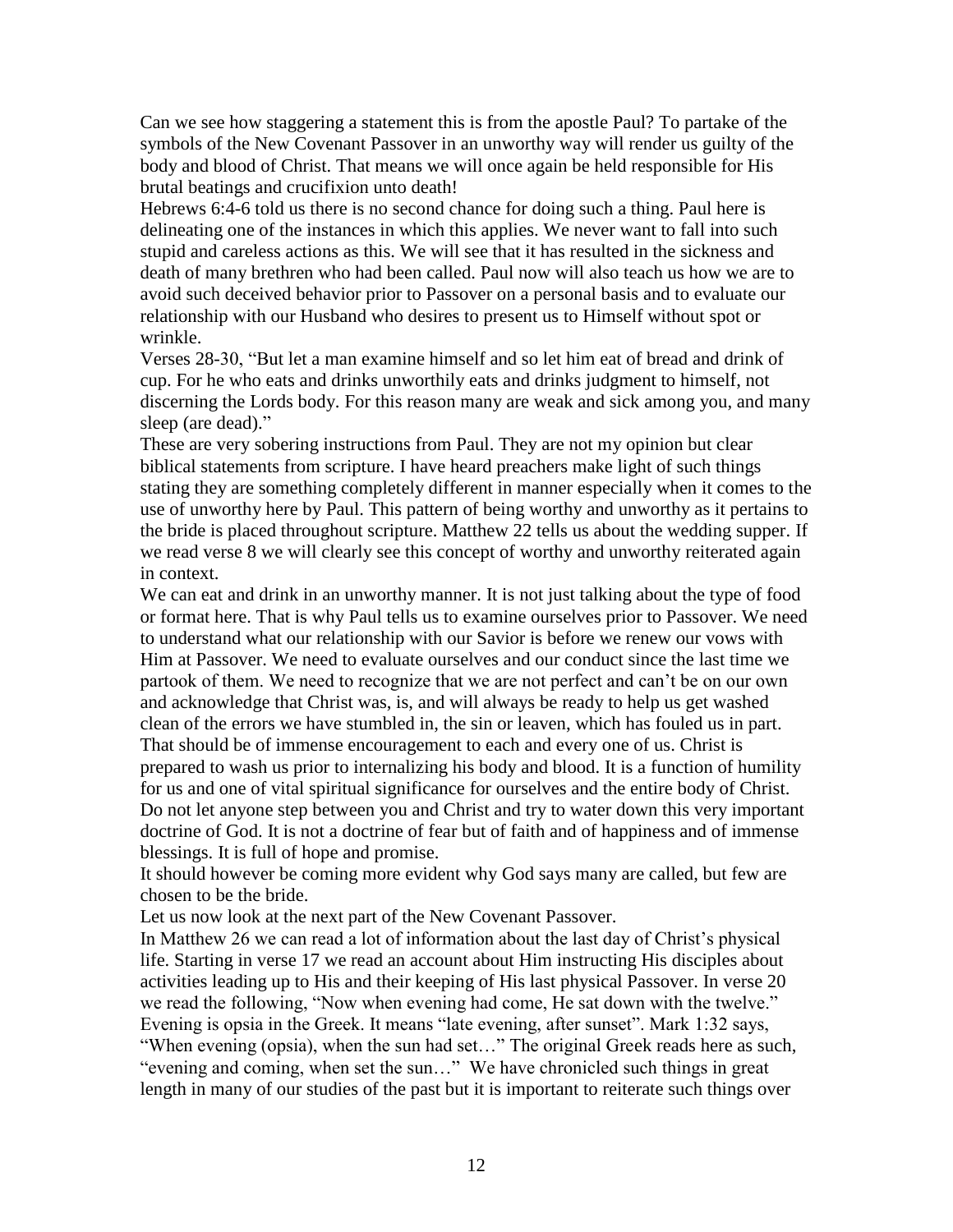Can we see how staggering a statement this is from the apostle Paul? To partake of the symbols of the New Covenant Passover in an unworthy way will render us guilty of the body and blood of Christ. That means we will once again be held responsible for His brutal beatings and crucifixion unto death!

Hebrews 6:4-6 told us there is no second chance for doing such a thing. Paul here is delineating one of the instances in which this applies. We never want to fall into such stupid and careless actions as this. We will see that it has resulted in the sickness and death of many brethren who had been called. Paul now will also teach us how we are to avoid such deceived behavior prior to Passover on a personal basis and to evaluate our relationship with our Husband who desires to present us to Himself without spot or wrinkle.

Verses 28-30, "But let a man examine himself and so let him eat of bread and drink of cup. For he who eats and drinks unworthily eats and drinks judgment to himself, not discerning the Lords body. For this reason many are weak and sick among you, and many sleep (are dead)."

These are very sobering instructions from Paul. They are not my opinion but clear biblical statements from scripture. I have heard preachers make light of such things stating they are something completely different in manner especially when it comes to the use of unworthy here by Paul. This pattern of being worthy and unworthy as it pertains to the bride is placed throughout scripture. Matthew 22 tells us about the wedding supper. If we read verse 8 we will clearly see this concept of worthy and unworthy reiterated again in context.

We can eat and drink in an unworthy manner. It is not just talking about the type of food or format here. That is why Paul tells us to examine ourselves prior to Passover. We need to understand what our relationship with our Savior is before we renew our vows with Him at Passover. We need to evaluate ourselves and our conduct since the last time we partook of them. We need to recognize that we are not perfect and can't be on our own and acknowledge that Christ was, is, and will always be ready to help us get washed clean of the errors we have stumbled in, the sin or leaven, which has fouled us in part. That should be of immense encouragement to each and every one of us. Christ is prepared to wash us prior to internalizing his body and blood. It is a function of humility for us and one of vital spiritual significance for ourselves and the entire body of Christ. Do not let anyone step between you and Christ and try to water down this very important doctrine of God. It is not a doctrine of fear but of faith and of happiness and of immense blessings. It is full of hope and promise.

It should however be coming more evident why God says many are called, but few are chosen to be the bride.

Let us now look at the next part of the New Covenant Passover.

In Matthew 26 we can read a lot of information about the last day of Christ's physical life. Starting in verse 17 we read an account about Him instructing His disciples about activities leading up to His and their keeping of His last physical Passover. In verse 20 we read the following, "Now when evening had come, He sat down with the twelve." Evening is opsia in the Greek. It means "late evening, after sunset". Mark 1:32 says, "When evening (opsia), when the sun had set…" The original Greek reads here as such, "evening and coming, when set the sun…" We have chronicled such things in great length in many of our studies of the past but it is important to reiterate such things over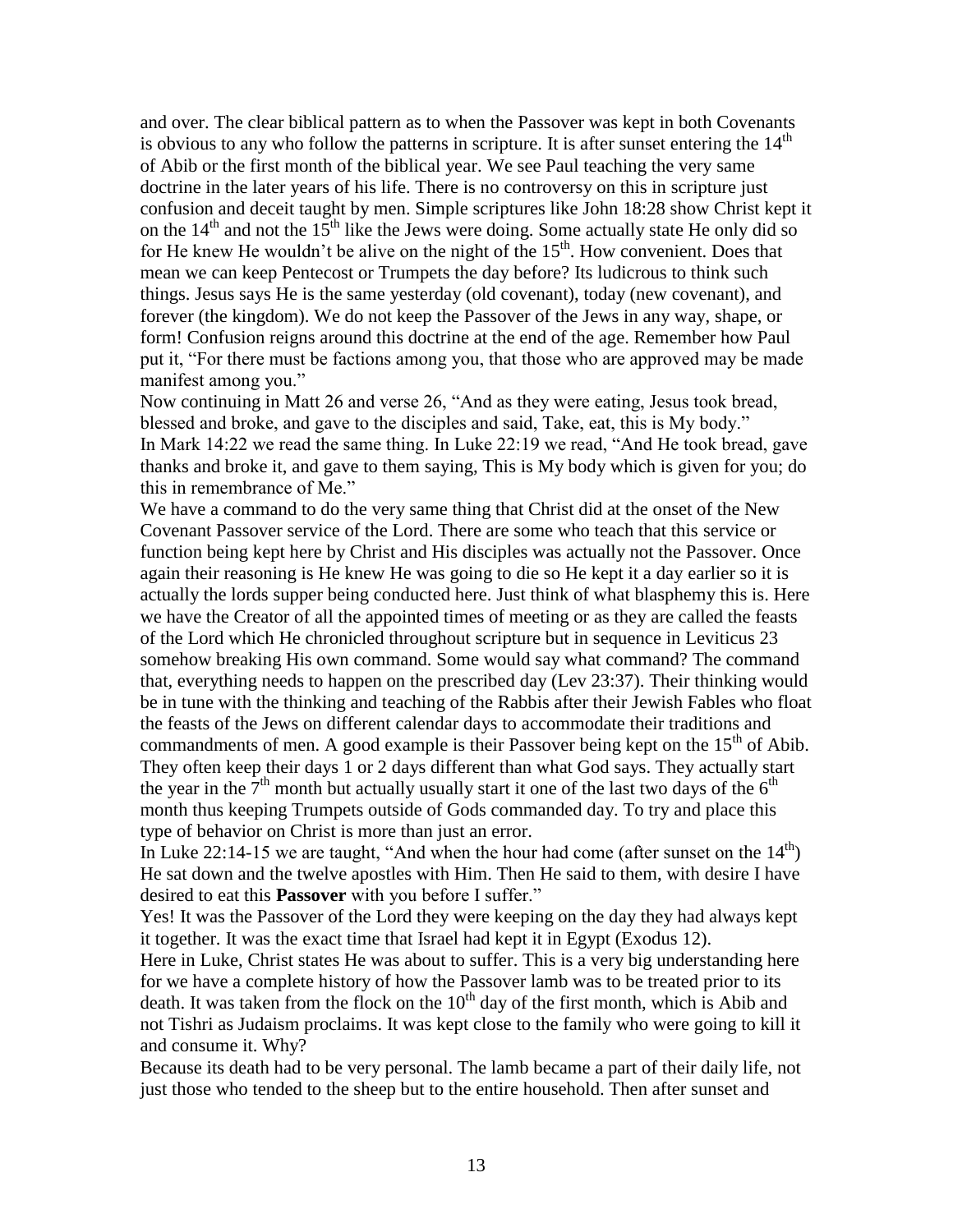and over. The clear biblical pattern as to when the Passover was kept in both Covenants is obvious to any who follow the patterns in scripture. It is after sunset entering the 14th of Abib or the first month of the biblical year. We see Paul teaching the very same doctrine in the later years of his life. There is no controversy on this in scripture just confusion and deceit taught by men. Simple scriptures like John 18:28 show Christ kept it on the 14th and not the 15th like the Jews were doing. Some actually state He only did so for He knew He wouldn't be alive on the night of the 15th. How convenient. Does that mean we can keep Pentecost or Trumpets the day before? Its ludicrous to think such things. Jesus says He is the same yesterday (old covenant), today (new covenant), and forever (the kingdom). We do not keep the Passover of the Jews in any way, shape, or form! Confusion reigns around this doctrine at the end of the age. Remember how Paul put it, "For there must be factions among you, that those who are approved may be made manifest among you."

Now continuing in Matt 26 and verse 26, "And as they were eating, Jesus took bread, blessed and broke, and gave to the disciples and said, Take, eat, this is My body."

In Mark 14:22 we read the same thing. In Luke 22:19 we read, "And He took bread, gave thanks and broke it, and gave to them saying, This is My body which is given for you; do this in remembrance of Me."

We have a command to do the very same thing that Christ did at the onset of the New Covenant Passover service of the Lord. There are some who teach that this service or function being kept here by Christ and His disciples was actually not the Passover. Once again their reasoning is He knew He was going to die so He kept it a day earlier so it is actually the lords supper being conducted here. Just think of what blasphemy this is. Here we have the Creator of all the appointed times of meeting or as they are called the feasts of the Lord which He chronicled throughout scripture but in sequence in Leviticus 23 somehow breaking His own command. Some would say what command? The command that, everything needs to happen on the prescribed day (Lev 23:37). Their thinking would be in tune with the thinking and teaching of the Rabbis after their Jewish Fables who float the feasts of the Jews on different calendar days to accommodate their traditions and commandments of men. A good example is their Passover being kept on the 15th of Abib. They often keep their days 1 or 2 days different than what God says. They actually start the year in the 7th month but actually usually start it one of the last two days of the 6th month thus keeping Trumpets outside of Gods commanded day. To try and place this type of behavior on Christ is more than just an error.

In Luke 22:14-15 we are taught, "And when the hour had come (after sunset on the 14th) He sat down and the twelve apostles with Him. Then He said to them, with desire I have desired to eat this **Passover** with you before I suffer."

Yes! It was the Passover of the Lord they were keeping on the day they had always kept it together. It was the exact time that Israel had kept it in Egypt (Exodus 12).

Here in Luke, Christ states He was about to suffer. This is a very big understanding here for we have a complete history of how the Passover lamb was to be treated prior to its death. It was taken from the flock on the 10th day of the first month, which is Abib and not Tishri as Judaism proclaims. It was kept close to the family who were going to kill it and consume it. Why?

Because its death had to be very personal. The lamb became a part of their daily life, not just those who tended to the sheep but to the entire household. Then after sunset and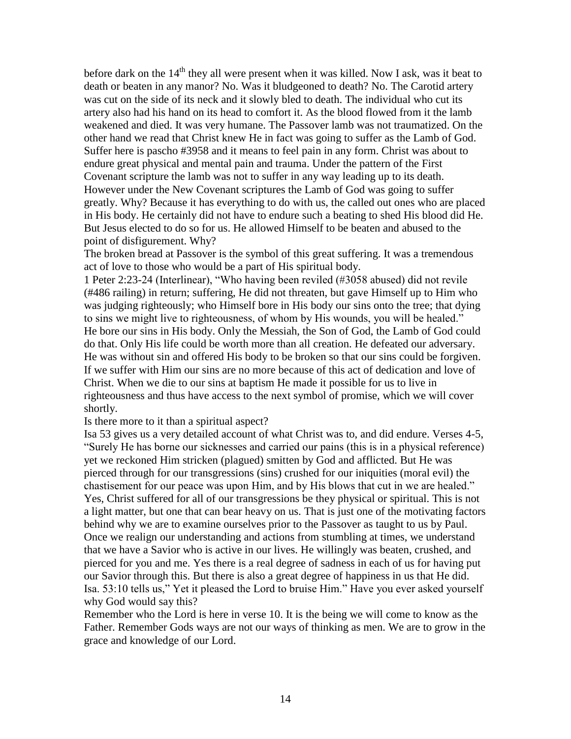before dark on the 14th they all were present when it was killed. Now I ask, was it beat to death or beaten in any manor? No. Was it bludgeoned to death? No. The Carotid artery was cut on the side of its neck and it slowly bled to death. The individual who cut its artery also had his hand on its head to comfort it. As the blood flowed from it the lamb weakened and died. It was very humane. The Passover lamb was not traumatized. On the other hand we read that Christ knew He in fact was going to suffer as the Lamb of God. Suffer here is pascho #3958 and it means to feel pain in any form. Christ was about to endure great physical and mental pain and trauma. Under the pattern of the First Covenant scripture the lamb was not to suffer in any way leading up to its death. However under the New Covenant scriptures the Lamb of God was going to suffer greatly. Why? Because it has everything to do with us, the called out ones who are placed in His body. He certainly did not have to endure such a beating to shed His blood did He. But Jesus elected to do so for us. He allowed Himself to be beaten and abused to the point of disfigurement. Why?

The broken bread at Passover is the symbol of this great suffering. It was a tremendous act of love to those who would be a part of His spiritual body.

1 Peter 2:23-24 (Interlinear), "Who having been reviled (#3058 abused) did not revile (#486 railing) in return; suffering, He did not threaten, but gave Himself up to Him who was judging righteously; who Himself bore in His body our sins onto the tree; that dying to sins we might live to righteousness, of whom by His wounds, you will be healed."

He bore our sins in His body. Only the Messiah, the Son of God, the Lamb of God could do that. Only His life could be worth more than all creation. He defeated our adversary. He was without sin and offered His body to be broken so that our sins could be forgiven. If we suffer with Him our sins are no more because of this act of dedication and love of Christ. When we die to our sins at baptism He made it possible for us to live in righteousness and thus have access to the next symbol of promise, which we will cover shortly.

Is there more to it than a spiritual aspect?

Isa 53 gives us a very detailed account of what Christ was to, and did endure. Verses 4-5, "Surely He has borne our sicknesses and carried our pains (this is in a physical reference) yet we reckoned Him stricken (plagued) smitten by God and afflicted. But He was pierced through for our transgressions (sins) crushed for our iniquities (moral evil) the chastisement for our peace was upon Him, and by His blows that cut in we are healed."

Yes, Christ suffered for all of our transgressions be they physical or spiritual. This is not a light matter, but one that can bear heavy on us. That is just one of the motivating factors behind why we are to examine ourselves prior to the Passover as taught to us by Paul. Once we realign our understanding and actions from stumbling at times, we understand that we have a Savior who is active in our lives. He willingly was beaten, crushed, and pierced for you and me. Yes there is a real degree of sadness in each of us for having put our Savior through this. But there is also a great degree of happiness in us that He did.

Isa. 53:10 tells us," Yet it pleased the Lord to bruise Him." Have you ever asked yourself why God would say this?

Remember who the Lord is here in verse 10. It is the being we will come to know as the Father. Remember Gods ways are not our ways of thinking as men. We are to grow in the grace and knowledge of our Lord.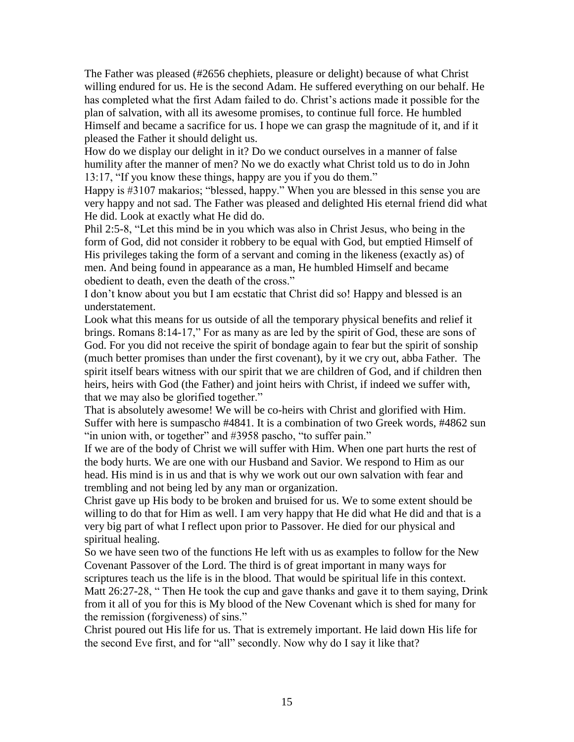The Father was pleased (#2656 chephiets, pleasure or delight) because of what Christ willing endured for us. He is the second Adam. He suffered everything on our behalf. He has completed what the first Adam failed to do. Christ's actions made it possible for the plan of salvation, with all its awesome promises, to continue full force. He humbled Himself and became a sacrifice for us. I hope we can grasp the magnitude of it, and if it pleased the Father it should delight us.

How do we display our delight in it? Do we conduct ourselves in a manner of false humility after the manner of men? No we do exactly what Christ told us to do in John 13:17, "If you know these things, happy are you if you do them."

Happy is #3107 makarios; "blessed, happy." When you are blessed in this sense you are very happy and not sad. The Father was pleased and delighted His eternal friend did what He did. Look at exactly what He did do.

Phil 2:5-8, "Let this mind be in you which was also in Christ Jesus, who being in the form of God, did not consider it robbery to be equal with God, but emptied Himself of His privileges taking the form of a servant and coming in the likeness (exactly as) of men. And being found in appearance as a man, He humbled Himself and became obedient to death, even the death of the cross."

I don't know about you but I am ecstatic that Christ did so! Happy and blessed is an understatement.

Look what this means for us outside of all the temporary physical benefits and relief it brings. Romans 8:14-17," For as many as are led by the spirit of God, these are sons of God. For you did not receive the spirit of bondage again to fear but the spirit of sonship (much better promises than under the first covenant), by it we cry out, abba Father. The spirit itself bears witness with our spirit that we are children of God, and if children then heirs, heirs with God (the Father) and joint heirs with Christ, if indeed we suffer with, that we may also be glorified together."

That is absolutely awesome! We will be co-heirs with Christ and glorified with Him. Suffer with here is sumpascho #4841. It is a combination of two Greek words, #4862 sun "in union with, or together" and #3958 pascho, "to suffer pain."

If we are of the body of Christ we will suffer with Him. When one part hurts the rest of the body hurts. We are one with our Husband and Savior. We respond to Him as our head. His mind is in us and that is why we work out our own salvation with fear and trembling and not being led by any man or organization.

Christ gave up His body to be broken and bruised for us. We to some extent should be willing to do that for Him as well. I am very happy that He did what He did and that is a very big part of what I reflect upon prior to Passover. He died for our physical and spiritual healing.

So we have seen two of the functions He left with us as examples to follow for the New Covenant Passover of the Lord. The third is of great important in many ways for scriptures teach us the life is in the blood. That would be spiritual life in this context. Matt 26:27-28, " Then He took the cup and gave thanks and gave it to them saying, Drink from it all of you for this is My blood of the New Covenant which is shed for many for the remission (forgiveness) of sins."

Christ poured out His life for us. That is extremely important. He laid down His life for the second Eve first, and for "all" secondly. Now why do I say it like that?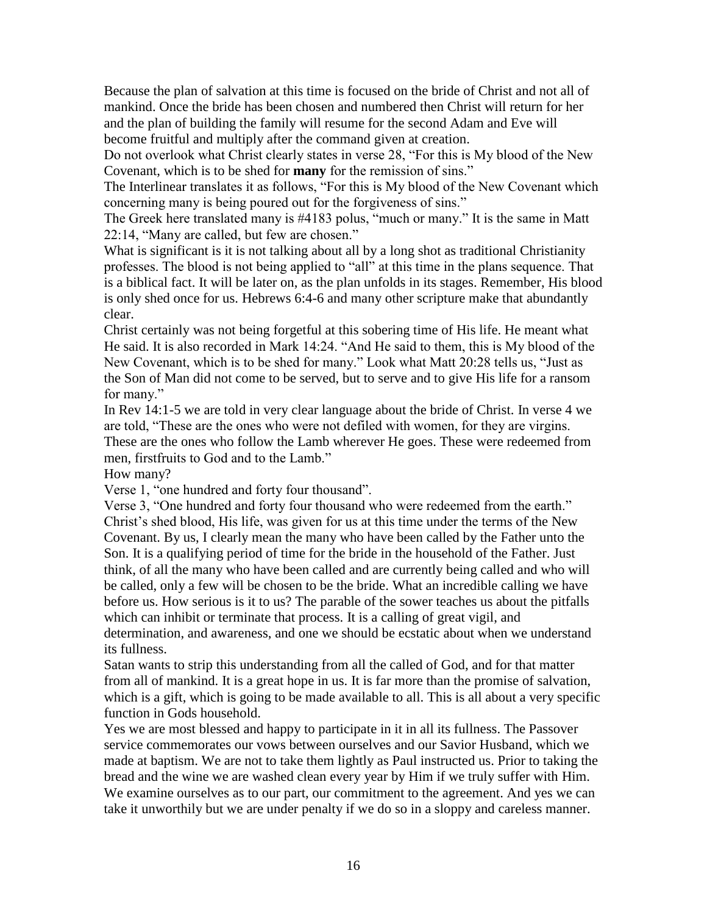Because the plan of salvation at this time is focused on the bride of Christ and not all of mankind. Once the bride has been chosen and numbered then Christ will return for her and the plan of building the family will resume for the second Adam and Eve will become fruitful and multiply after the command given at creation.

Do not overlook what Christ clearly states in verse 28, "For this is My blood of the New Covenant, which is to be shed for **many** for the remission of sins."

The Interlinear translates it as follows, "For this is My blood of the New Covenant which concerning many is being poured out for the forgiveness of sins."

The Greek here translated many is #4183 polus, "much or many." It is the same in Matt 22:14, "Many are called, but few are chosen."

What is significant is it is not talking about all by a long shot as traditional Christianity professes. The blood is not being applied to "all" at this time in the plans sequence. That is a biblical fact. It will be later on, as the plan unfolds in its stages. Remember, His blood is only shed once for us. Hebrews 6:4-6 and many other scripture make that abundantly clear.

Christ certainly was not being forgetful at this sobering time of His life. He meant what He said. It is also recorded in Mark 14:24. "And He said to them, this is My blood of the New Covenant, which is to be shed for many." Look what Matt 20:28 tells us, "Just as the Son of Man did not come to be served, but to serve and to give His life for a ransom for many."

In Rev 14:1-5 we are told in very clear language about the bride of Christ. In verse 4 we are told, "These are the ones who were not defiled with women, for they are virgins. These are the ones who follow the Lamb wherever He goes. These were redeemed from men, firstfruits to God and to the Lamb."

How many?

Verse 1, "one hundred and forty four thousand".

Verse 3, "One hundred and forty four thousand who were redeemed from the earth."

Christ's shed blood, His life, was given for us at this time under the terms of the New Covenant. By us, I clearly mean the many who have been called by the Father unto the Son. It is a qualifying period of time for the bride in the household of the Father. Just think, of all the many who have been called and are currently being called and who will be called, only a few will be chosen to be the bride. What an incredible calling we have before us. How serious is it to us? The parable of the sower teaches us about the pitfalls which can inhibit or terminate that process. It is a calling of great vigil, and determination, and awareness, and one we should be ecstatic about when we understand its fullness.

Satan wants to strip this understanding from all the called of God, and for that matter from all of mankind. It is a great hope in us. It is far more than the promise of salvation, which is a gift, which is going to be made available to all. This is all about a very specific function in Gods household.

Yes we are most blessed and happy to participate in it in all its fullness. The Passover service commemorates our vows between ourselves and our Savior Husband, which we made at baptism. We are not to take them lightly as Paul instructed us. Prior to taking the bread and the wine we are washed clean every year by Him if we truly suffer with Him. We examine ourselves as to our part, our commitment to the agreement. And yes we can take it unworthily but we are under penalty if we do so in a sloppy and careless manner.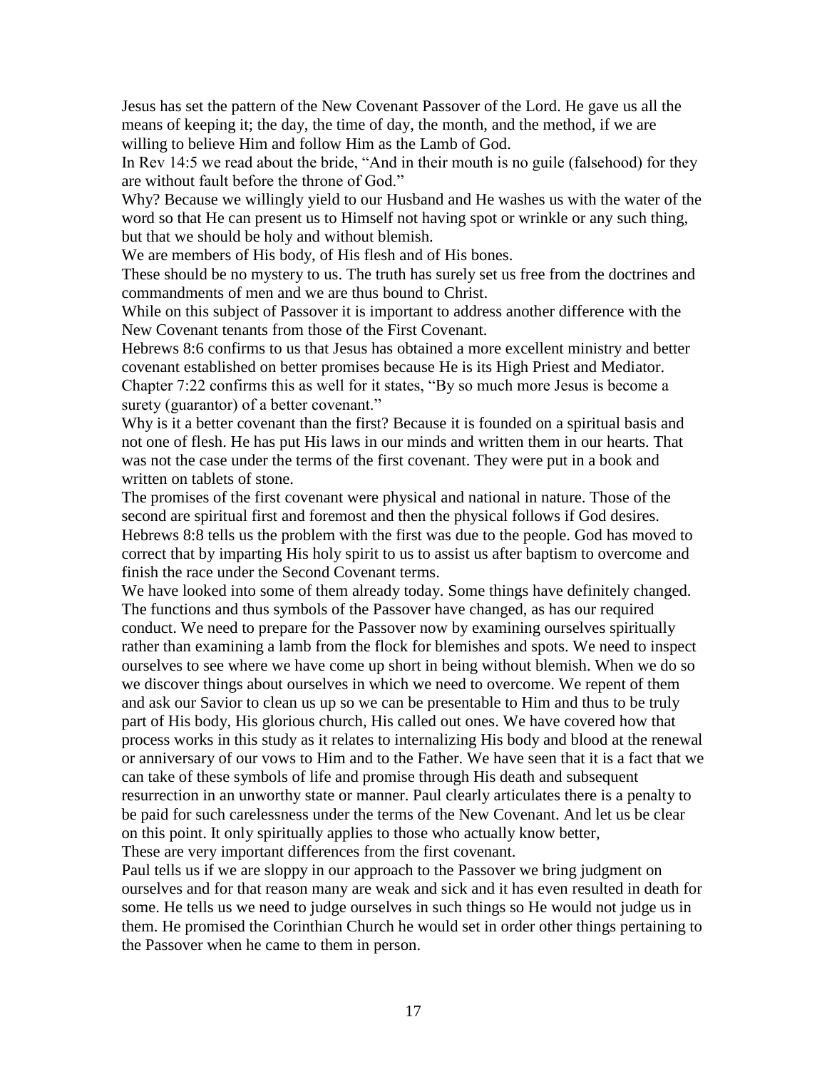Jesus has set the pattern of the New Covenant Passover of the Lord. He gave us all the means of keeping it; the day, the time of day, the month, and the method, if we are willing to believe Him and follow Him as the Lamb of God.

In Rev 14:5 we read about the bride, "And in their mouth is no guile (falsehood) for they are without fault before the throne of God."

Why? Because we willingly yield to our Husband and He washes us with the water of the word so that He can present us to Himself not having spot or wrinkle or any such thing, but that we should be holy and without blemish.

We are members of His body, of His flesh and of His bones.

These should be no mystery to us. The truth has surely set us free from the doctrines and commandments of men and we are thus bound to Christ.

While on this subject of Passover it is important to address another difference with the New Covenant tenants from those of the First Covenant.

Hebrews 8:6 confirms to us that Jesus has obtained a more excellent ministry and better covenant established on better promises because He is its High Priest and Mediator. Chapter 7:22 confirms this as well for it states, "By so much more Jesus is become a surety (guarantor) of a better covenant."

Why is it a better covenant than the first? Because it is founded on a spiritual basis and not one of flesh. He has put His laws in our minds and written them in our hearts. That was not the case under the terms of the first covenant. They were put in a book and written on tablets of stone.

The promises of the first covenant were physical and national in nature. Those of the second are spiritual first and foremost and then the physical follows if God desires. Hebrews 8:8 tells us the problem with the first was due to the people. God has moved to correct that by imparting His holy spirit to us to assist us after baptism to overcome and finish the race under the Second Covenant terms.

We have looked into some of them already today. Some things have definitely changed. The functions and thus symbols of the Passover have changed, as has our required conduct. We need to prepare for the Passover now by examining ourselves spiritually rather than examining a lamb from the flock for blemishes and spots. We need to inspect ourselves to see where we have come up short in being without blemish. When we do so we discover things about ourselves in which we need to overcome. We repent of them and ask our Savior to clean us up so we can be presentable to Him and thus to be truly part of His body, His glorious church, His called out ones. We have covered how that process works in this study as it relates to internalizing His body and blood at the renewal or anniversary of our vows to Him and to the Father. We have seen that it is a fact that we can take of these symbols of life and promise through His death and subsequent resurrection in an unworthy state or manner. Paul clearly articulates there is a penalty to be paid for such carelessness under the terms of the New Covenant. And let us be clear on this point. It only spiritually applies to those who actually know better,

These are very important differences from the first covenant.

Paul tells us if we are sloppy in our approach to the Passover we bring judgment on ourselves and for that reason many are weak and sick and it has even resulted in death for some. He tells us we need to judge ourselves in such things so He would not judge us in them. He promised the Corinthian Church he would set in order other things pertaining to the Passover when he came to them in person.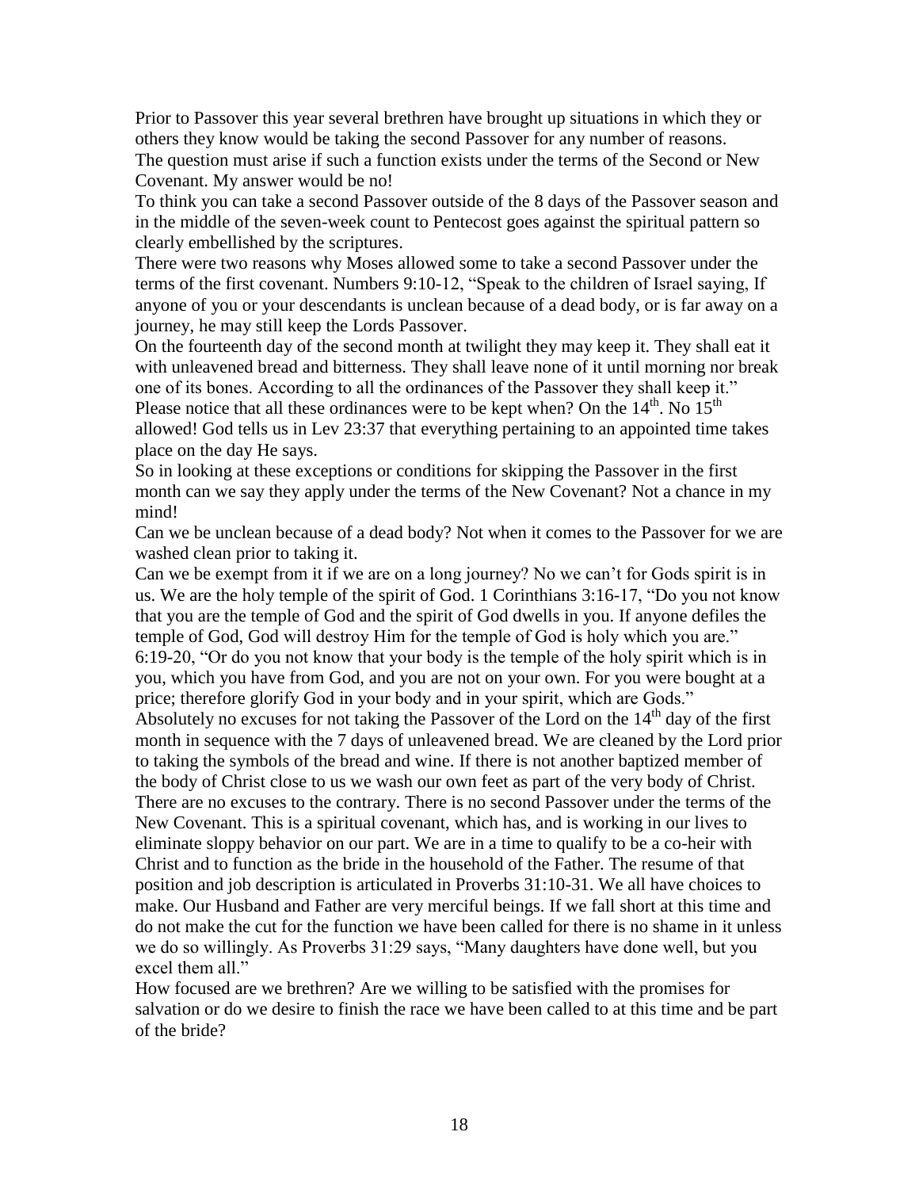Prior to Passover this year several brethren have brought up situations in which they or others they know would be taking the second Passover for any number of reasons. The question must arise if such a function exists under the terms of the Second or New Covenant. My answer would be no!

To think you can take a second Passover outside of the 8 days of the Passover season and in the middle of the seven-week count to Pentecost goes against the spiritual pattern so clearly embellished by the scriptures.

There were two reasons why Moses allowed some to take a second Passover under the terms of the first covenant. Numbers 9:10-12, "Speak to the children of Israel saying, If anyone of you or your descendants is unclean because of a dead body, or is far away on a journey, he may still keep the Lords Passover.

On the fourteenth day of the second month at twilight they may keep it. They shall eat it with unleavened bread and bitterness. They shall leave none of it until morning nor break one of its bones. According to all the ordinances of the Passover they shall keep it." Please notice that all these ordinances were to be kept when? On the 14th. No 15th allowed! God tells us in Lev 23:37 that everything pertaining to an appointed time takes place on the day He says.

So in looking at these exceptions or conditions for skipping the Passover in the first month can we say they apply under the terms of the New Covenant? Not a chance in my mind!

Can we be unclean because of a dead body? Not when it comes to the Passover for we are washed clean prior to taking it.

Can we be exempt from it if we are on a long journey? No we can't for Gods spirit is in us. We are the holy temple of the spirit of God. 1 Corinthians 3:16-17, "Do you not know that you are the temple of God and the spirit of God dwells in you. If anyone defiles the temple of God, God will destroy Him for the temple of God is holy which you are." 6:19-20, "Or do you not know that your body is the temple of the holy spirit which is in you, which you have from God, and you are not on your own. For you were bought at a price; therefore glorify God in your body and in your spirit, which are Gods."

Absolutely no excuses for not taking the Passover of the Lord on the 14th day of the first month in sequence with the 7 days of unleavened bread. We are cleaned by the Lord prior to taking the symbols of the bread and wine. If there is not another baptized member of the body of Christ close to us we wash our own feet as part of the very body of Christ. There are no excuses to the contrary. There is no second Passover under the terms of the New Covenant. This is a spiritual covenant, which has, and is working in our lives to eliminate sloppy behavior on our part. We are in a time to qualify to be a co-heir with Christ and to function as the bride in the household of the Father. The resume of that position and job description is articulated in Proverbs 31:10-31. We all have choices to make. Our Husband and Father are very merciful beings. If we fall short at this time and do not make the cut for the function we have been called for there is no shame in it unless we do so willingly. As Proverbs 31:29 says, "Many daughters have done well, but you excel them all."

How focused are we brethren? Are we willing to be satisfied with the promises for salvation or do we desire to finish the race we have been called to at this time and be part of the bride?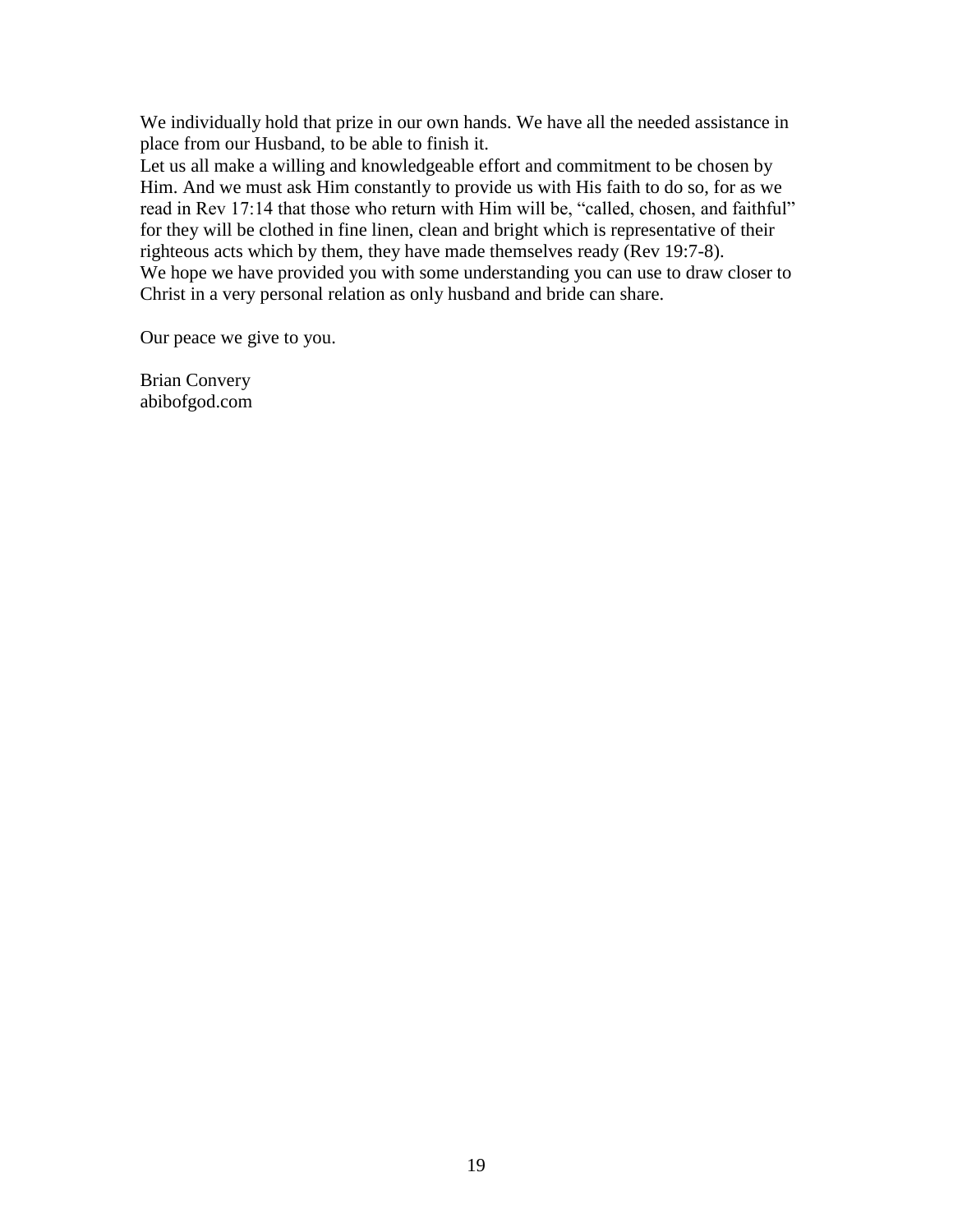We individually hold that prize in our own hands. We have all the needed assistance in place from our Husband, to be able to finish it.
Let us all make a willing and knowledgeable effort and commitment to be chosen by Him. And we must ask Him constantly to provide us with His faith to do so, for as we read in Rev 17:14 that those who return with Him will be, "called, chosen, and faithful" for they will be clothed in fine linen, clean and bright which is representative of their righteous acts which by them, they have made themselves ready (Rev 19:7-8).
We hope we have provided you with some understanding you can use to draw closer to Christ in a very personal relation as only husband and bride can share.

Our peace we give to you.

Brian Convery
abibofgod.com